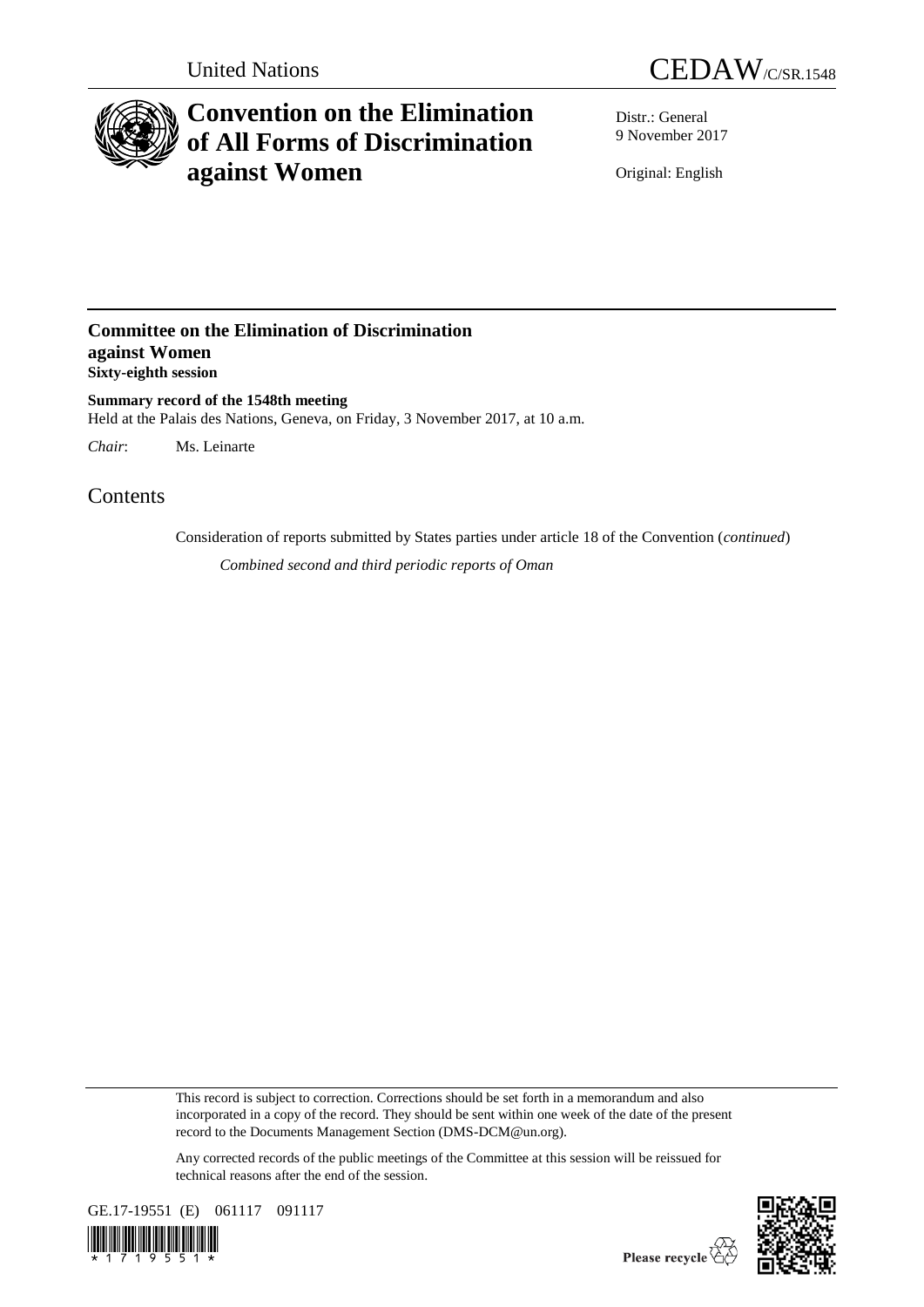United Nations

CEDAW/C/SR.1548

# Convention on the Elimination of All Forms of Discrimination against Women

Distr.: General
9 November 2017

Original: English

## Committee on the Elimination of Discrimination against Women
**Sixty-eighth session**

**Summary record of the 1548th meeting**
Held at the Palais des Nations, Geneva, on Friday, 3 November 2017, at 10 a.m.

*Chair*: Ms. Leinarte

# Contents

Consideration of reports submitted by States parties under article 18 of the Convention (*continued*)

*Combined second and third periodic reports of Oman*

This record is subject to correction. Corrections should be set forth in a memorandum and also incorporated in a copy of the record. They should be sent within one week of the date of the present record to the Documents Management Section (DMS-DCM@un.org).

Any corrected records of the public meetings of the Committee at this session will be reissued for technical reasons after the end of the session.

GE.17-19551 (E) 061117 091117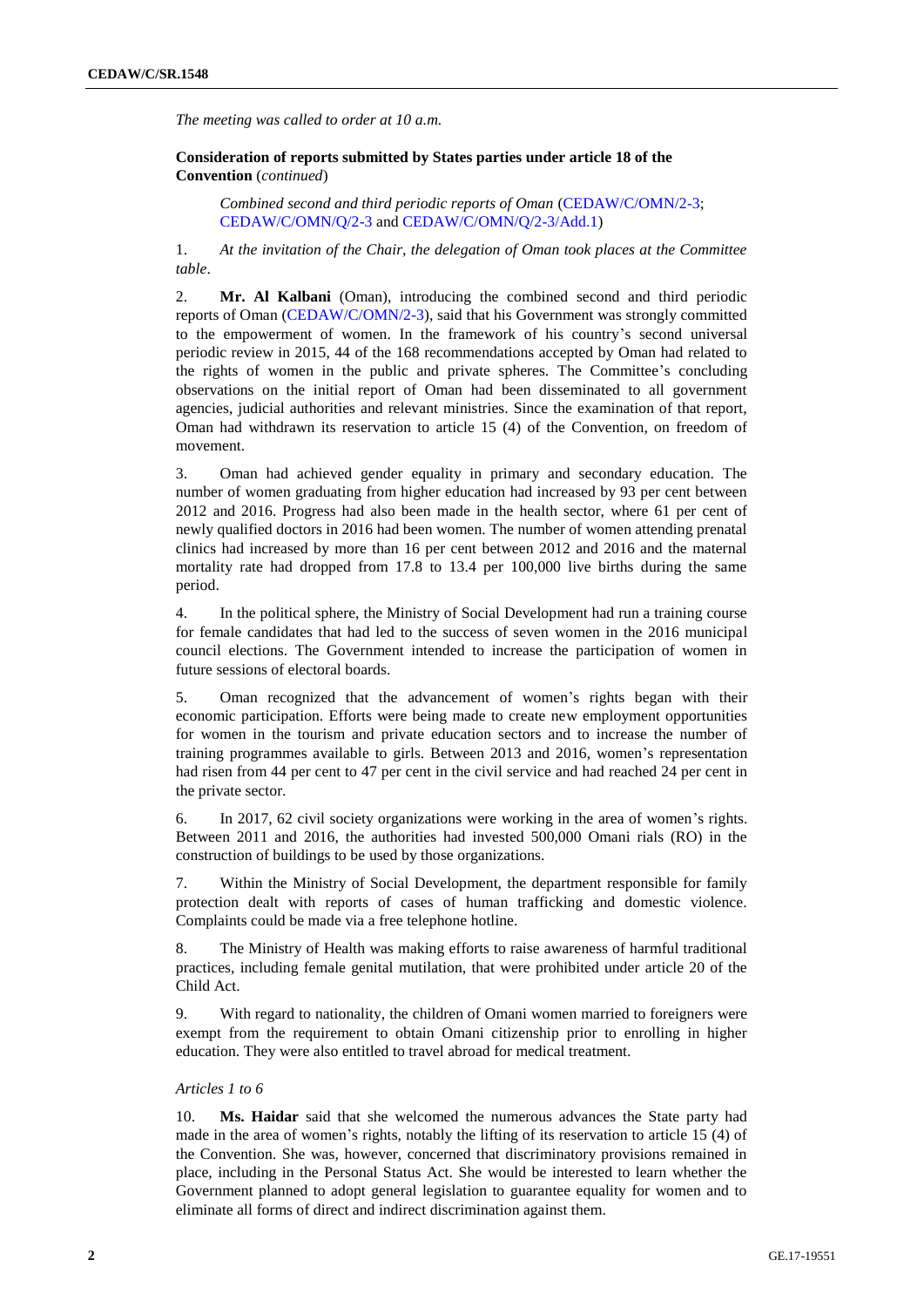*The meeting was called to order at 10 a.m.*

**Consideration of reports submitted by States parties under article 18 of the Convention** (*continued*)

*Combined second and third periodic reports of Oman* (CEDAW/C/OMN/2-3; CEDAW/C/OMN/Q/2-3 and CEDAW/C/OMN/Q/2-3/Add.1)

1. *At the invitation of the Chair, the delegation of Oman took places at the Committee table*.

2. **Mr. Al Kalbani** (Oman), introducing the combined second and third periodic reports of Oman (CEDAW/C/OMN/2-3), said that his Government was strongly committed to the empowerment of women. In the framework of his country's second universal periodic review in 2015, 44 of the 168 recommendations accepted by Oman had related to the rights of women in the public and private spheres. The Committee's concluding observations on the initial report of Oman had been disseminated to all government agencies, judicial authorities and relevant ministries. Since the examination of that report, Oman had withdrawn its reservation to article 15 (4) of the Convention, on freedom of movement.

3. Oman had achieved gender equality in primary and secondary education. The number of women graduating from higher education had increased by 93 per cent between 2012 and 2016. Progress had also been made in the health sector, where 61 per cent of newly qualified doctors in 2016 had been women. The number of women attending prenatal clinics had increased by more than 16 per cent between 2012 and 2016 and the maternal mortality rate had dropped from 17.8 to 13.4 per 100,000 live births during the same period.

4. In the political sphere, the Ministry of Social Development had run a training course for female candidates that had led to the success of seven women in the 2016 municipal council elections. The Government intended to increase the participation of women in future sessions of electoral boards.

5. Oman recognized that the advancement of women's rights began with their economic participation. Efforts were being made to create new employment opportunities for women in the tourism and private education sectors and to increase the number of training programmes available to girls. Between 2013 and 2016, women's representation had risen from 44 per cent to 47 per cent in the civil service and had reached 24 per cent in the private sector.

6. In 2017, 62 civil society organizations were working in the area of women's rights. Between 2011 and 2016, the authorities had invested 500,000 Omani rials (RO) in the construction of buildings to be used by those organizations.

7. Within the Ministry of Social Development, the department responsible for family protection dealt with reports of cases of human trafficking and domestic violence. Complaints could be made via a free telephone hotline.

8. The Ministry of Health was making efforts to raise awareness of harmful traditional practices, including female genital mutilation, that were prohibited under article 20 of the Child Act.

9. With regard to nationality, the children of Omani women married to foreigners were exempt from the requirement to obtain Omani citizenship prior to enrolling in higher education. They were also entitled to travel abroad for medical treatment.

*Articles 1 to 6*

10. **Ms. Haidar** said that she welcomed the numerous advances the State party had made in the area of women's rights, notably the lifting of its reservation to article 15 (4) of the Convention. She was, however, concerned that discriminatory provisions remained in place, including in the Personal Status Act. She would be interested to learn whether the Government planned to adopt general legislation to guarantee equality for women and to eliminate all forms of direct and indirect discrimination against them.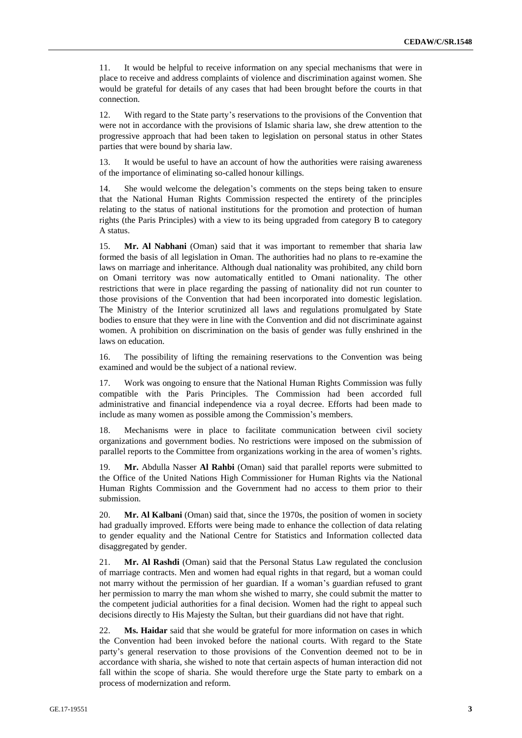11. It would be helpful to receive information on any special mechanisms that were in place to receive and address complaints of violence and discrimination against women. She would be grateful for details of any cases that had been brought before the courts in that connection.

12. With regard to the State party's reservations to the provisions of the Convention that were not in accordance with the provisions of Islamic sharia law, she drew attention to the progressive approach that had been taken to legislation on personal status in other States parties that were bound by sharia law.

13. It would be useful to have an account of how the authorities were raising awareness of the importance of eliminating so-called honour killings.

14. She would welcome the delegation's comments on the steps being taken to ensure that the National Human Rights Commission respected the entirety of the principles relating to the status of national institutions for the promotion and protection of human rights (the Paris Principles) with a view to its being upgraded from category B to category A status.

15. **Mr. Al Nabhani** (Oman) said that it was important to remember that sharia law formed the basis of all legislation in Oman. The authorities had no plans to re-examine the laws on marriage and inheritance. Although dual nationality was prohibited, any child born on Omani territory was now automatically entitled to Omani nationality. The other restrictions that were in place regarding the passing of nationality did not run counter to those provisions of the Convention that had been incorporated into domestic legislation. The Ministry of the Interior scrutinized all laws and regulations promulgated by State bodies to ensure that they were in line with the Convention and did not discriminate against women. A prohibition on discrimination on the basis of gender was fully enshrined in the laws on education.

16. The possibility of lifting the remaining reservations to the Convention was being examined and would be the subject of a national review.

17. Work was ongoing to ensure that the National Human Rights Commission was fully compatible with the Paris Principles. The Commission had been accorded full administrative and financial independence via a royal decree. Efforts had been made to include as many women as possible among the Commission's members.

18. Mechanisms were in place to facilitate communication between civil society organizations and government bodies. No restrictions were imposed on the submission of parallel reports to the Committee from organizations working in the area of women's rights.

19. **Mr.** Abdulla Nasser **Al Rahbi** (Oman) said that parallel reports were submitted to the Office of the United Nations High Commissioner for Human Rights via the National Human Rights Commission and the Government had no access to them prior to their submission.

20. **Mr. Al Kalbani** (Oman) said that, since the 1970s, the position of women in society had gradually improved. Efforts were being made to enhance the collection of data relating to gender equality and the National Centre for Statistics and Information collected data disaggregated by gender.

21. **Mr. Al Rashdi** (Oman) said that the Personal Status Law regulated the conclusion of marriage contracts. Men and women had equal rights in that regard, but a woman could not marry without the permission of her guardian. If a woman's guardian refused to grant her permission to marry the man whom she wished to marry, she could submit the matter to the competent judicial authorities for a final decision. Women had the right to appeal such decisions directly to His Majesty the Sultan, but their guardians did not have that right.

22. **Ms. Haidar** said that she would be grateful for more information on cases in which the Convention had been invoked before the national courts. With regard to the State party's general reservation to those provisions of the Convention deemed not to be in accordance with sharia, she wished to note that certain aspects of human interaction did not fall within the scope of sharia. She would therefore urge the State party to embark on a process of modernization and reform.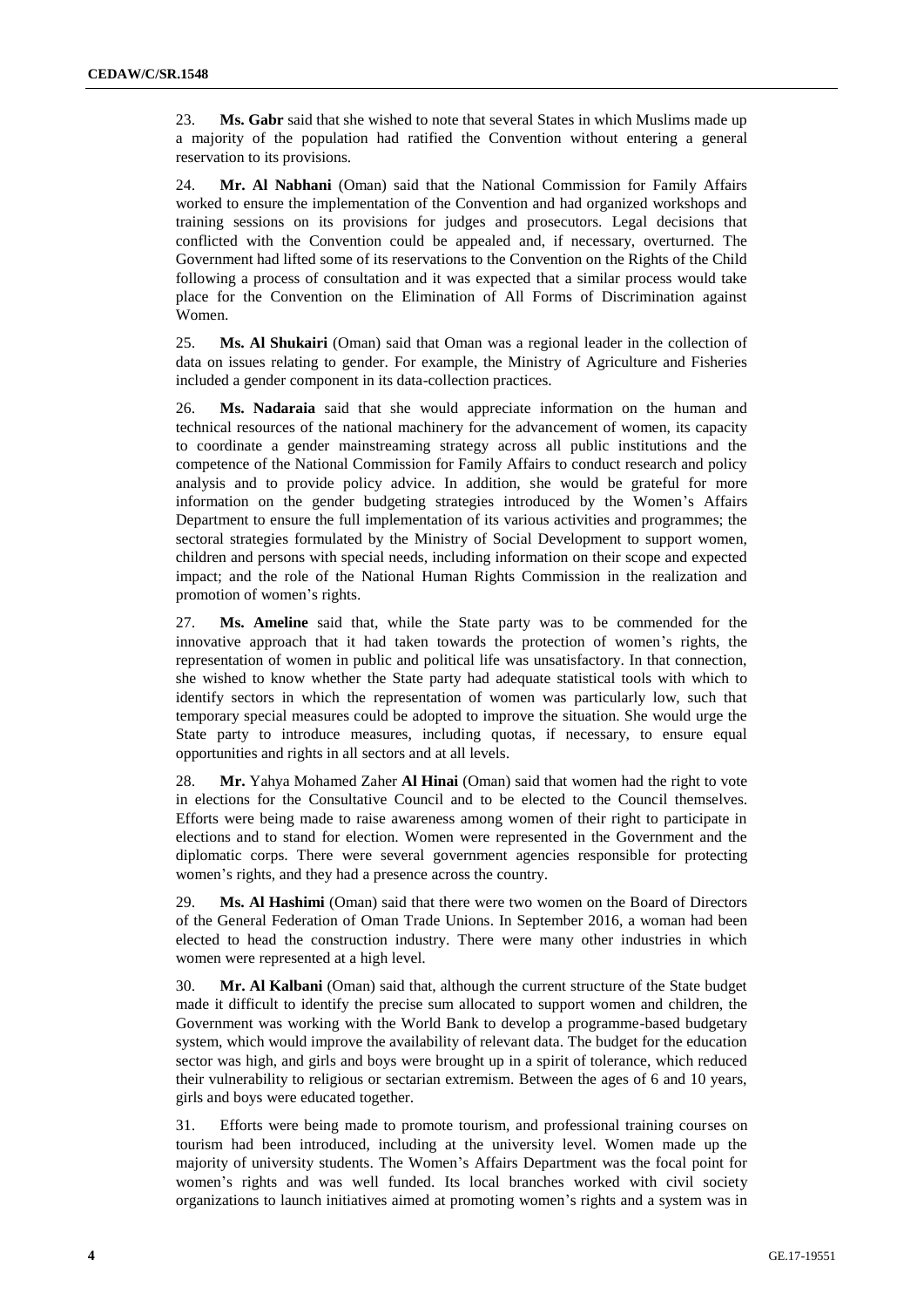23. **Ms. Gabr** said that she wished to note that several States in which Muslims made up a majority of the population had ratified the Convention without entering a general reservation to its provisions.

24. **Mr. Al Nabhani** (Oman) said that the National Commission for Family Affairs worked to ensure the implementation of the Convention and had organized workshops and training sessions on its provisions for judges and prosecutors. Legal decisions that conflicted with the Convention could be appealed and, if necessary, overturned. The Government had lifted some of its reservations to the Convention on the Rights of the Child following a process of consultation and it was expected that a similar process would take place for the Convention on the Elimination of All Forms of Discrimination against Women.

25. **Ms. Al Shukairi** (Oman) said that Oman was a regional leader in the collection of data on issues relating to gender. For example, the Ministry of Agriculture and Fisheries included a gender component in its data-collection practices.

26. **Ms. Nadaraia** said that she would appreciate information on the human and technical resources of the national machinery for the advancement of women, its capacity to coordinate a gender mainstreaming strategy across all public institutions and the competence of the National Commission for Family Affairs to conduct research and policy analysis and to provide policy advice. In addition, she would be grateful for more information on the gender budgeting strategies introduced by the Women's Affairs Department to ensure the full implementation of its various activities and programmes; the sectoral strategies formulated by the Ministry of Social Development to support women, children and persons with special needs, including information on their scope and expected impact; and the role of the National Human Rights Commission in the realization and promotion of women's rights.

27. **Ms. Ameline** said that, while the State party was to be commended for the innovative approach that it had taken towards the protection of women's rights, the representation of women in public and political life was unsatisfactory. In that connection, she wished to know whether the State party had adequate statistical tools with which to identify sectors in which the representation of women was particularly low, such that temporary special measures could be adopted to improve the situation. She would urge the State party to introduce measures, including quotas, if necessary, to ensure equal opportunities and rights in all sectors and at all levels.

28. **Mr.** Yahya Mohamed Zaher **Al Hinai** (Oman) said that women had the right to vote in elections for the Consultative Council and to be elected to the Council themselves. Efforts were being made to raise awareness among women of their right to participate in elections and to stand for election. Women were represented in the Government and the diplomatic corps. There were several government agencies responsible for protecting women's rights, and they had a presence across the country.

29. **Ms. Al Hashimi** (Oman) said that there were two women on the Board of Directors of the General Federation of Oman Trade Unions. In September 2016, a woman had been elected to head the construction industry. There were many other industries in which women were represented at a high level.

30. **Mr. Al Kalbani** (Oman) said that, although the current structure of the State budget made it difficult to identify the precise sum allocated to support women and children, the Government was working with the World Bank to develop a programme-based budgetary system, which would improve the availability of relevant data. The budget for the education sector was high, and girls and boys were brought up in a spirit of tolerance, which reduced their vulnerability to religious or sectarian extremism. Between the ages of 6 and 10 years, girls and boys were educated together.

31. Efforts were being made to promote tourism, and professional training courses on tourism had been introduced, including at the university level. Women made up the majority of university students. The Women's Affairs Department was the focal point for women's rights and was well funded. Its local branches worked with civil society organizations to launch initiatives aimed at promoting women's rights and a system was in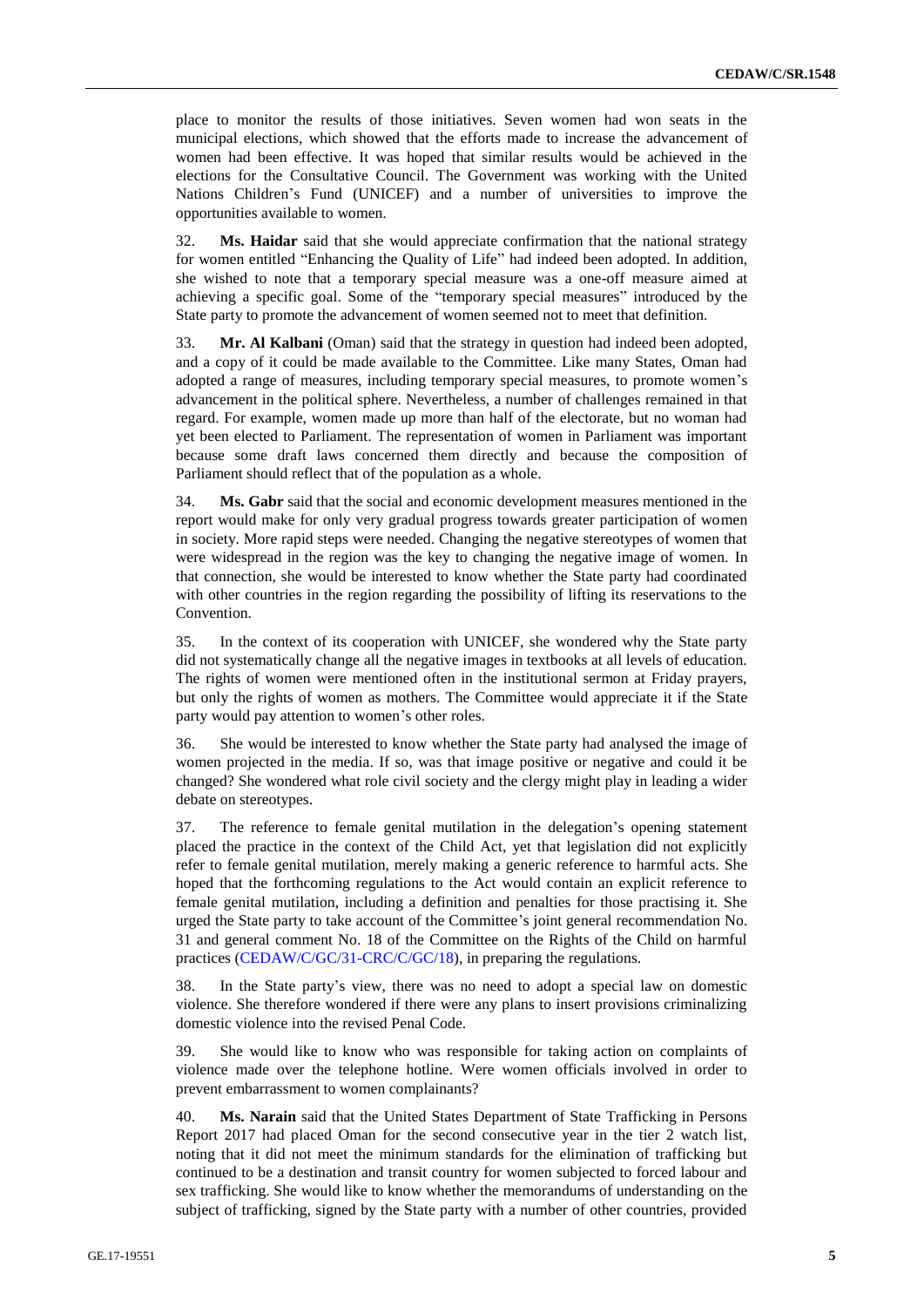place to monitor the results of those initiatives. Seven women had won seats in the municipal elections, which showed that the efforts made to increase the advancement of women had been effective. It was hoped that similar results would be achieved in the elections for the Consultative Council. The Government was working with the United Nations Children's Fund (UNICEF) and a number of universities to improve the opportunities available to women.

32. **Ms. Haidar** said that she would appreciate confirmation that the national strategy for women entitled "Enhancing the Quality of Life" had indeed been adopted. In addition, she wished to note that a temporary special measure was a one-off measure aimed at achieving a specific goal. Some of the "temporary special measures" introduced by the State party to promote the advancement of women seemed not to meet that definition.

33. **Mr. Al Kalbani** (Oman) said that the strategy in question had indeed been adopted, and a copy of it could be made available to the Committee. Like many States, Oman had adopted a range of measures, including temporary special measures, to promote women's advancement in the political sphere. Nevertheless, a number of challenges remained in that regard. For example, women made up more than half of the electorate, but no woman had yet been elected to Parliament. The representation of women in Parliament was important because some draft laws concerned them directly and because the composition of Parliament should reflect that of the population as a whole.

34. **Ms. Gabr** said that the social and economic development measures mentioned in the report would make for only very gradual progress towards greater participation of women in society. More rapid steps were needed. Changing the negative stereotypes of women that were widespread in the region was the key to changing the negative image of women. In that connection, she would be interested to know whether the State party had coordinated with other countries in the region regarding the possibility of lifting its reservations to the Convention.

35. In the context of its cooperation with UNICEF, she wondered why the State party did not systematically change all the negative images in textbooks at all levels of education. The rights of women were mentioned often in the institutional sermon at Friday prayers, but only the rights of women as mothers. The Committee would appreciate it if the State party would pay attention to women's other roles.

36. She would be interested to know whether the State party had analysed the image of women projected in the media. If so, was that image positive or negative and could it be changed? She wondered what role civil society and the clergy might play in leading a wider debate on stereotypes.

37. The reference to female genital mutilation in the delegation's opening statement placed the practice in the context of the Child Act, yet that legislation did not explicitly refer to female genital mutilation, merely making a generic reference to harmful acts. She hoped that the forthcoming regulations to the Act would contain an explicit reference to female genital mutilation, including a definition and penalties for those practising it. She urged the State party to take account of the Committee's joint general recommendation No. 31 and general comment No. 18 of the Committee on the Rights of the Child on harmful practices (CEDAW/C/GC/31-CRC/C/GC/18), in preparing the regulations.

38. In the State party's view, there was no need to adopt a special law on domestic violence. She therefore wondered if there were any plans to insert provisions criminalizing domestic violence into the revised Penal Code.

39. She would like to know who was responsible for taking action on complaints of violence made over the telephone hotline. Were women officials involved in order to prevent embarrassment to women complainants?

40. **Ms. Narain** said that the United States Department of State Trafficking in Persons Report 2017 had placed Oman for the second consecutive year in the tier 2 watch list, noting that it did not meet the minimum standards for the elimination of trafficking but continued to be a destination and transit country for women subjected to forced labour and sex trafficking. She would like to know whether the memorandums of understanding on the subject of trafficking, signed by the State party with a number of other countries, provided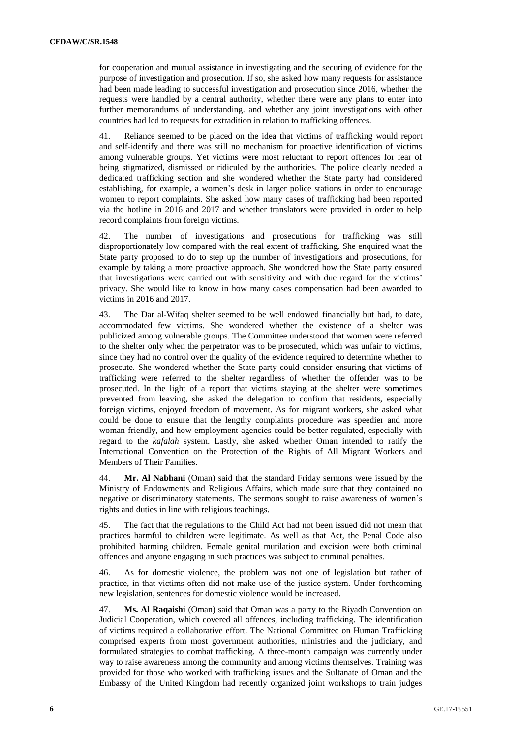for cooperation and mutual assistance in investigating and the securing of evidence for the purpose of investigation and prosecution. If so, she asked how many requests for assistance had been made leading to successful investigation and prosecution since 2016, whether the requests were handled by a central authority, whether there were any plans to enter into further memorandums of understanding. and whether any joint investigations with other countries had led to requests for extradition in relation to trafficking offences.

41. Reliance seemed to be placed on the idea that victims of trafficking would report and self-identify and there was still no mechanism for proactive identification of victims among vulnerable groups. Yet victims were most reluctant to report offences for fear of being stigmatized, dismissed or ridiculed by the authorities. The police clearly needed a dedicated trafficking section and she wondered whether the State party had considered establishing, for example, a women's desk in larger police stations in order to encourage women to report complaints. She asked how many cases of trafficking had been reported via the hotline in 2016 and 2017 and whether translators were provided in order to help record complaints from foreign victims.

42. The number of investigations and prosecutions for trafficking was still disproportionately low compared with the real extent of trafficking. She enquired what the State party proposed to do to step up the number of investigations and prosecutions, for example by taking a more proactive approach. She wondered how the State party ensured that investigations were carried out with sensitivity and with due regard for the victims' privacy. She would like to know in how many cases compensation had been awarded to victims in 2016 and 2017.

43. The Dar al-Wifaq shelter seemed to be well endowed financially but had, to date, accommodated few victims. She wondered whether the existence of a shelter was publicized among vulnerable groups. The Committee understood that women were referred to the shelter only when the perpetrator was to be prosecuted, which was unfair to victims, since they had no control over the quality of the evidence required to determine whether to prosecute. She wondered whether the State party could consider ensuring that victims of trafficking were referred to the shelter regardless of whether the offender was to be prosecuted. In the light of a report that victims staying at the shelter were sometimes prevented from leaving, she asked the delegation to confirm that residents, especially foreign victims, enjoyed freedom of movement. As for migrant workers, she asked what could be done to ensure that the lengthy complaints procedure was speedier and more woman-friendly, and how employment agencies could be better regulated, especially with regard to the *kafalah* system. Lastly, she asked whether Oman intended to ratify the International Convention on the Protection of the Rights of All Migrant Workers and Members of Their Families.

44. **Mr. Al Nabhani** (Oman) said that the standard Friday sermons were issued by the Ministry of Endowments and Religious Affairs, which made sure that they contained no negative or discriminatory statements. The sermons sought to raise awareness of women's rights and duties in line with religious teachings.

45. The fact that the regulations to the Child Act had not been issued did not mean that practices harmful to children were legitimate. As well as that Act, the Penal Code also prohibited harming children. Female genital mutilation and excision were both criminal offences and anyone engaging in such practices was subject to criminal penalties.

46. As for domestic violence, the problem was not one of legislation but rather of practice, in that victims often did not make use of the justice system. Under forthcoming new legislation, sentences for domestic violence would be increased.

47. **Ms. Al Raqaishi** (Oman) said that Oman was a party to the Riyadh Convention on Judicial Cooperation, which covered all offences, including trafficking. The identification of victims required a collaborative effort. The National Committee on Human Trafficking comprised experts from most government authorities, ministries and the judiciary, and formulated strategies to combat trafficking. A three-month campaign was currently under way to raise awareness among the community and among victims themselves. Training was provided for those who worked with trafficking issues and the Sultanate of Oman and the Embassy of the United Kingdom had recently organized joint workshops to train judges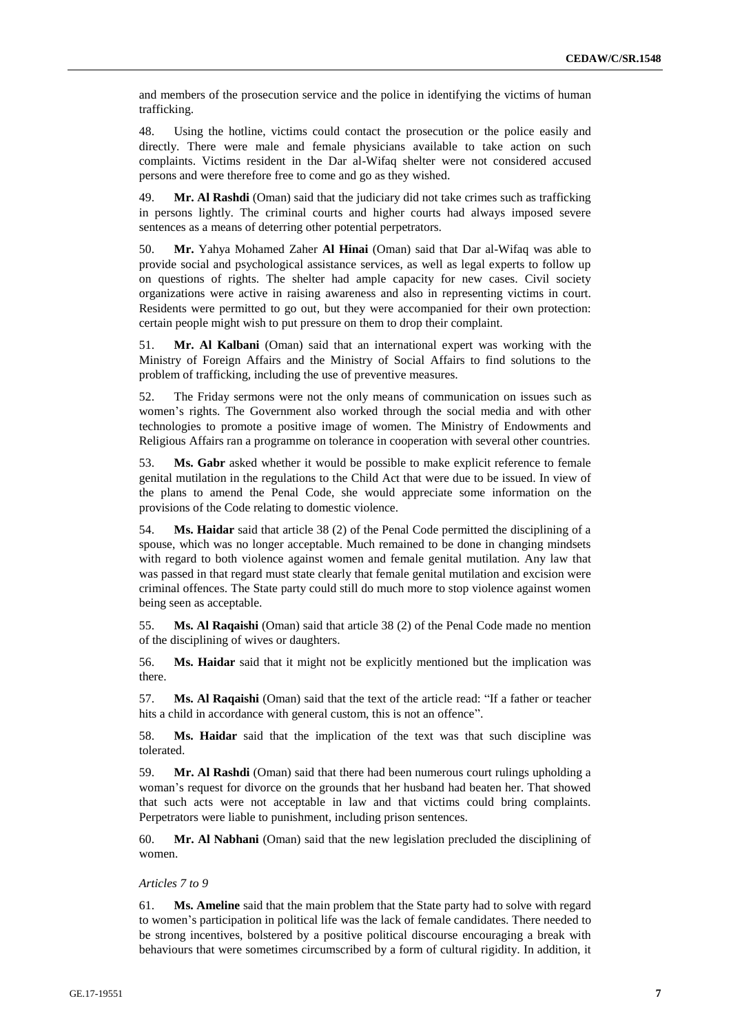and members of the prosecution service and the police in identifying the victims of human trafficking.

48. Using the hotline, victims could contact the prosecution or the police easily and directly. There were male and female physicians available to take action on such complaints. Victims resident in the Dar al-Wifaq shelter were not considered accused persons and were therefore free to come and go as they wished.

49. **Mr. Al Rashdi** (Oman) said that the judiciary did not take crimes such as trafficking in persons lightly. The criminal courts and higher courts had always imposed severe sentences as a means of deterring other potential perpetrators.

50. **Mr.** Yahya Mohamed Zaher **Al Hinai** (Oman) said that Dar al-Wifaq was able to provide social and psychological assistance services, as well as legal experts to follow up on questions of rights. The shelter had ample capacity for new cases. Civil society organizations were active in raising awareness and also in representing victims in court. Residents were permitted to go out, but they were accompanied for their own protection: certain people might wish to put pressure on them to drop their complaint.

51. **Mr. Al Kalbani** (Oman) said that an international expert was working with the Ministry of Foreign Affairs and the Ministry of Social Affairs to find solutions to the problem of trafficking, including the use of preventive measures.

52. The Friday sermons were not the only means of communication on issues such as women's rights. The Government also worked through the social media and with other technologies to promote a positive image of women. The Ministry of Endowments and Religious Affairs ran a programme on tolerance in cooperation with several other countries.

53. **Ms. Gabr** asked whether it would be possible to make explicit reference to female genital mutilation in the regulations to the Child Act that were due to be issued. In view of the plans to amend the Penal Code, she would appreciate some information on the provisions of the Code relating to domestic violence.

54. **Ms. Haidar** said that article 38 (2) of the Penal Code permitted the disciplining of a spouse, which was no longer acceptable. Much remained to be done in changing mindsets with regard to both violence against women and female genital mutilation. Any law that was passed in that regard must state clearly that female genital mutilation and excision were criminal offences. The State party could still do much more to stop violence against women being seen as acceptable.

55. **Ms. Al Raqaishi** (Oman) said that article 38 (2) of the Penal Code made no mention of the disciplining of wives or daughters.

56. **Ms. Haidar** said that it might not be explicitly mentioned but the implication was there.

57. **Ms. Al Raqaishi** (Oman) said that the text of the article read: "If a father or teacher hits a child in accordance with general custom, this is not an offence".

58. **Ms. Haidar** said that the implication of the text was that such discipline was tolerated.

59. **Mr. Al Rashdi** (Oman) said that there had been numerous court rulings upholding a woman's request for divorce on the grounds that her husband had beaten her. That showed that such acts were not acceptable in law and that victims could bring complaints. Perpetrators were liable to punishment, including prison sentences.

60. **Mr. Al Nabhani** (Oman) said that the new legislation precluded the disciplining of women.

*Articles 7 to 9*

61. **Ms. Ameline** said that the main problem that the State party had to solve with regard to women's participation in political life was the lack of female candidates. There needed to be strong incentives, bolstered by a positive political discourse encouraging a break with behaviours that were sometimes circumscribed by a form of cultural rigidity. In addition, it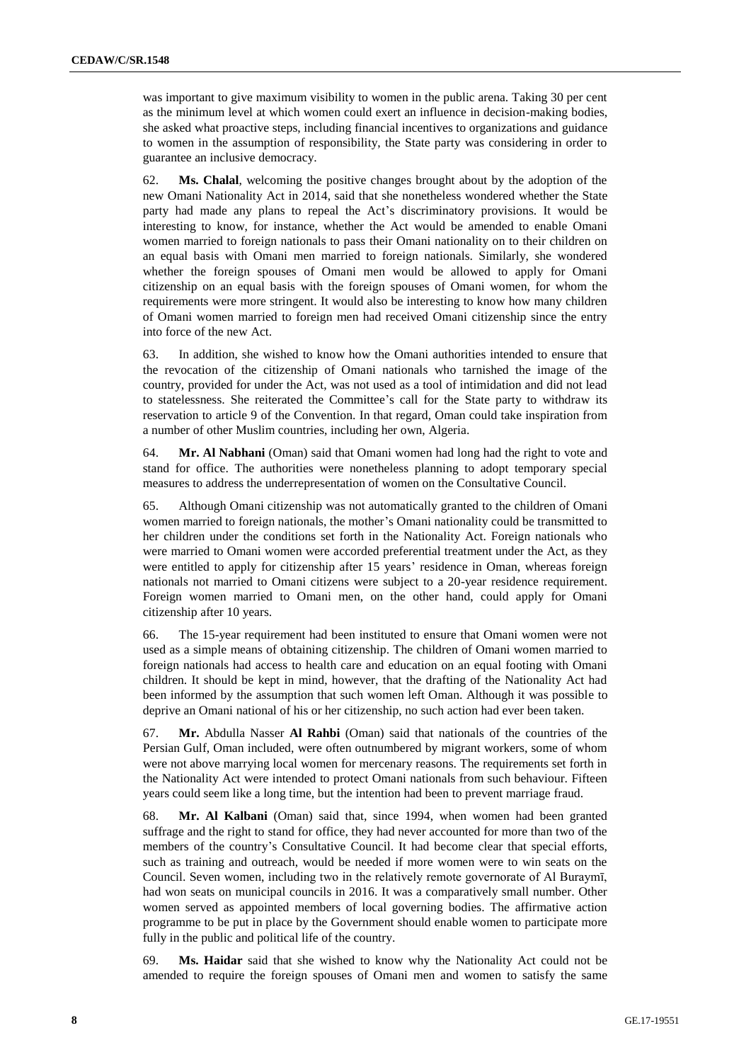was important to give maximum visibility to women in the public arena. Taking 30 per cent as the minimum level at which women could exert an influence in decision-making bodies, she asked what proactive steps, including financial incentives to organizations and guidance to women in the assumption of responsibility, the State party was considering in order to guarantee an inclusive democracy.

62. **Ms. Chalal**, welcoming the positive changes brought about by the adoption of the new Omani Nationality Act in 2014, said that she nonetheless wondered whether the State party had made any plans to repeal the Act's discriminatory provisions. It would be interesting to know, for instance, whether the Act would be amended to enable Omani women married to foreign nationals to pass their Omani nationality on to their children on an equal basis with Omani men married to foreign nationals. Similarly, she wondered whether the foreign spouses of Omani men would be allowed to apply for Omani citizenship on an equal basis with the foreign spouses of Omani women, for whom the requirements were more stringent. It would also be interesting to know how many children of Omani women married to foreign men had received Omani citizenship since the entry into force of the new Act.

63. In addition, she wished to know how the Omani authorities intended to ensure that the revocation of the citizenship of Omani nationals who tarnished the image of the country, provided for under the Act, was not used as a tool of intimidation and did not lead to statelessness. She reiterated the Committee's call for the State party to withdraw its reservation to article 9 of the Convention. In that regard, Oman could take inspiration from a number of other Muslim countries, including her own, Algeria.

64. **Mr. Al Nabhani** (Oman) said that Omani women had long had the right to vote and stand for office. The authorities were nonetheless planning to adopt temporary special measures to address the underrepresentation of women on the Consultative Council.

65. Although Omani citizenship was not automatically granted to the children of Omani women married to foreign nationals, the mother's Omani nationality could be transmitted to her children under the conditions set forth in the Nationality Act. Foreign nationals who were married to Omani women were accorded preferential treatment under the Act, as they were entitled to apply for citizenship after 15 years' residence in Oman, whereas foreign nationals not married to Omani citizens were subject to a 20-year residence requirement. Foreign women married to Omani men, on the other hand, could apply for Omani citizenship after 10 years.

66. The 15-year requirement had been instituted to ensure that Omani women were not used as a simple means of obtaining citizenship. The children of Omani women married to foreign nationals had access to health care and education on an equal footing with Omani children. It should be kept in mind, however, that the drafting of the Nationality Act had been informed by the assumption that such women left Oman. Although it was possible to deprive an Omani national of his or her citizenship, no such action had ever been taken.

67. **Mr.** Abdulla Nasser **Al Rahbi** (Oman) said that nationals of the countries of the Persian Gulf, Oman included, were often outnumbered by migrant workers, some of whom were not above marrying local women for mercenary reasons. The requirements set forth in the Nationality Act were intended to protect Omani nationals from such behaviour. Fifteen years could seem like a long time, but the intention had been to prevent marriage fraud.

68. **Mr. Al Kalbani** (Oman) said that, since 1994, when women had been granted suffrage and the right to stand for office, they had never accounted for more than two of the members of the country's Consultative Council. It had become clear that special efforts, such as training and outreach, would be needed if more women were to win seats on the Council. Seven women, including two in the relatively remote governorate of Al Buraymī, had won seats on municipal councils in 2016. It was a comparatively small number. Other women served as appointed members of local governing bodies. The affirmative action programme to be put in place by the Government should enable women to participate more fully in the public and political life of the country.

69. **Ms. Haidar** said that she wished to know why the Nationality Act could not be amended to require the foreign spouses of Omani men and women to satisfy the same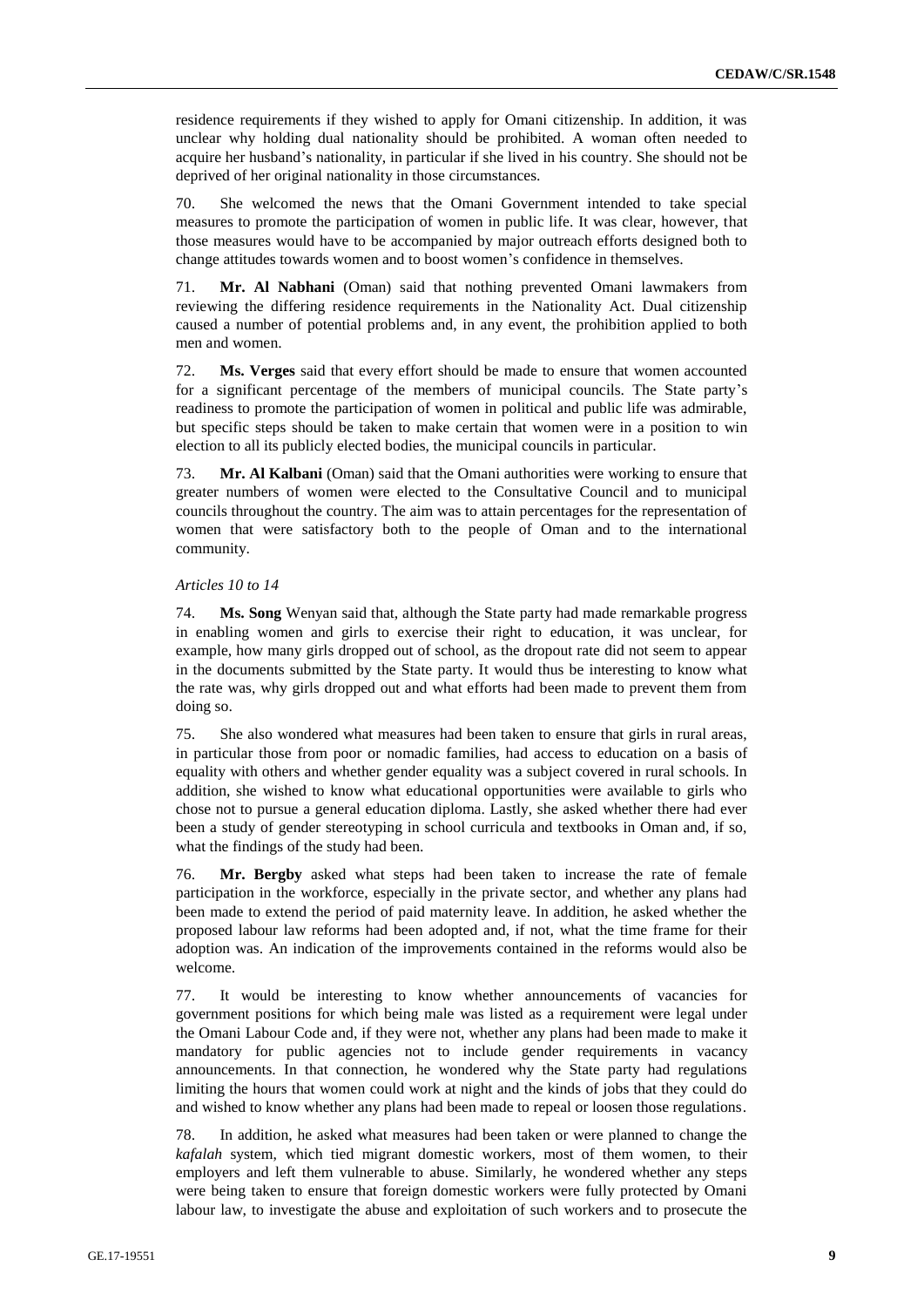residence requirements if they wished to apply for Omani citizenship. In addition, it was unclear why holding dual nationality should be prohibited. A woman often needed to acquire her husband's nationality, in particular if she lived in his country. She should not be deprived of her original nationality in those circumstances.

70. She welcomed the news that the Omani Government intended to take special measures to promote the participation of women in public life. It was clear, however, that those measures would have to be accompanied by major outreach efforts designed both to change attitudes towards women and to boost women's confidence in themselves.

71. **Mr. Al Nabhani** (Oman) said that nothing prevented Omani lawmakers from reviewing the differing residence requirements in the Nationality Act. Dual citizenship caused a number of potential problems and, in any event, the prohibition applied to both men and women.

72. **Ms. Verges** said that every effort should be made to ensure that women accounted for a significant percentage of the members of municipal councils. The State party's readiness to promote the participation of women in political and public life was admirable, but specific steps should be taken to make certain that women were in a position to win election to all its publicly elected bodies, the municipal councils in particular.

73. **Mr. Al Kalbani** (Oman) said that the Omani authorities were working to ensure that greater numbers of women were elected to the Consultative Council and to municipal councils throughout the country. The aim was to attain percentages for the representation of women that were satisfactory both to the people of Oman and to the international community.

*Articles 10 to 14*

74. **Ms. Song** Wenyan said that, although the State party had made remarkable progress in enabling women and girls to exercise their right to education, it was unclear, for example, how many girls dropped out of school, as the dropout rate did not seem to appear in the documents submitted by the State party. It would thus be interesting to know what the rate was, why girls dropped out and what efforts had been made to prevent them from doing so.

75. She also wondered what measures had been taken to ensure that girls in rural areas, in particular those from poor or nomadic families, had access to education on a basis of equality with others and whether gender equality was a subject covered in rural schools. In addition, she wished to know what educational opportunities were available to girls who chose not to pursue a general education diploma. Lastly, she asked whether there had ever been a study of gender stereotyping in school curricula and textbooks in Oman and, if so, what the findings of the study had been.

76. **Mr. Bergby** asked what steps had been taken to increase the rate of female participation in the workforce, especially in the private sector, and whether any plans had been made to extend the period of paid maternity leave. In addition, he asked whether the proposed labour law reforms had been adopted and, if not, what the time frame for their adoption was. An indication of the improvements contained in the reforms would also be welcome.

77. It would be interesting to know whether announcements of vacancies for government positions for which being male was listed as a requirement were legal under the Omani Labour Code and, if they were not, whether any plans had been made to make it mandatory for public agencies not to include gender requirements in vacancy announcements. In that connection, he wondered why the State party had regulations limiting the hours that women could work at night and the kinds of jobs that they could do and wished to know whether any plans had been made to repeal or loosen those regulations.

78. In addition, he asked what measures had been taken or were planned to change the *kafalah* system, which tied migrant domestic workers, most of them women, to their employers and left them vulnerable to abuse. Similarly, he wondered whether any steps were being taken to ensure that foreign domestic workers were fully protected by Omani labour law, to investigate the abuse and exploitation of such workers and to prosecute the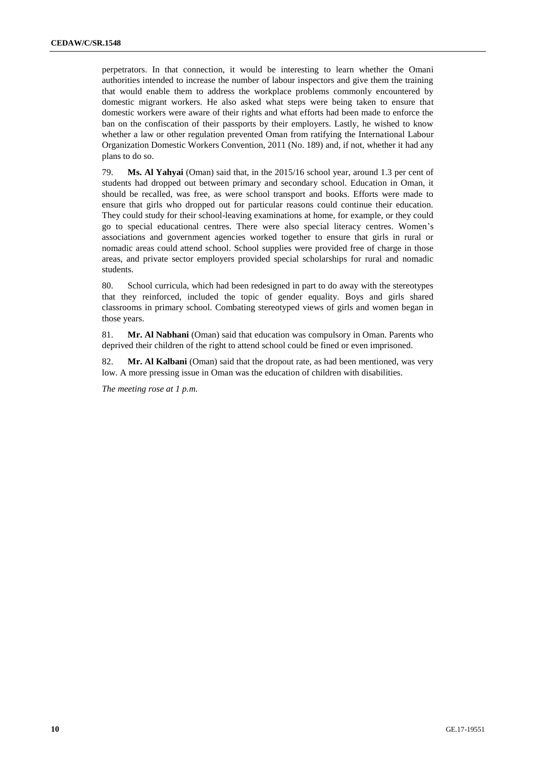perpetrators. In that connection, it would be interesting to learn whether the Omani authorities intended to increase the number of labour inspectors and give them the training that would enable them to address the workplace problems commonly encountered by domestic migrant workers. He also asked what steps were being taken to ensure that domestic workers were aware of their rights and what efforts had been made to enforce the ban on the confiscation of their passports by their employers. Lastly, he wished to know whether a law or other regulation prevented Oman from ratifying the International Labour Organization Domestic Workers Convention, 2011 (No. 189) and, if not, whether it had any plans to do so.

79. **Ms. Al Yahyai** (Oman) said that, in the 2015/16 school year, around 1.3 per cent of students had dropped out between primary and secondary school. Education in Oman, it should be recalled, was free, as were school transport and books. Efforts were made to ensure that girls who dropped out for particular reasons could continue their education. They could study for their school-leaving examinations at home, for example, or they could go to special educational centres. There were also special literacy centres. Women's associations and government agencies worked together to ensure that girls in rural or nomadic areas could attend school. School supplies were provided free of charge in those areas, and private sector employers provided special scholarships for rural and nomadic students.

80. School curricula, which had been redesigned in part to do away with the stereotypes that they reinforced, included the topic of gender equality. Boys and girls shared classrooms in primary school. Combating stereotyped views of girls and women began in those years.

81. **Mr. Al Nabhani** (Oman) said that education was compulsory in Oman. Parents who deprived their children of the right to attend school could be fined or even imprisoned.

82. **Mr. Al Kalbani** (Oman) said that the dropout rate, as had been mentioned, was very low. A more pressing issue in Oman was the education of children with disabilities.

*The meeting rose at 1 p.m.*